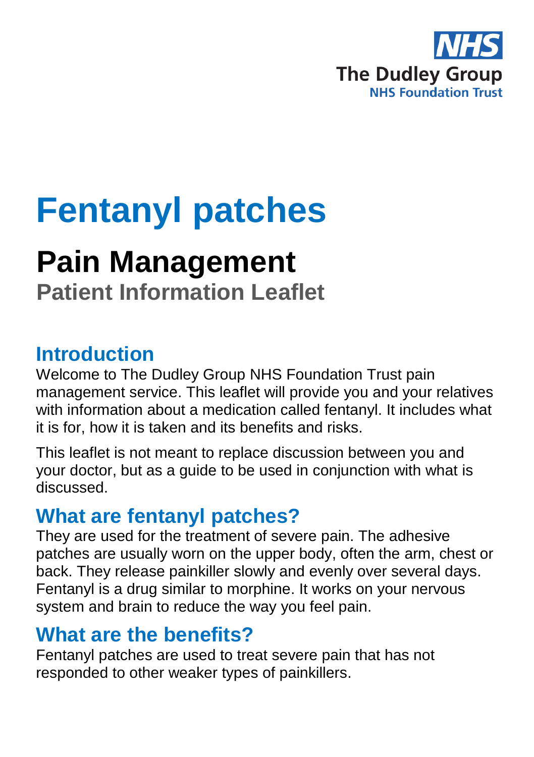NHS

The Dudley Group
NHS Foundation Trust

# Fentanyl patches

## Pain Management

**Patient Information Leaflet**

## Introduction

Welcome to The Dudley Group NHS Foundation Trust pain management service. This leaflet will provide you and your relatives with information about a medication called fentanyl. It includes what it is for, how it is taken and its benefits and risks.

This leaflet is not meant to replace discussion between you and your doctor, but as a guide to be used in conjunction with what is discussed.

## What are fentanyl patches?

They are used for the treatment of severe pain. The adhesive patches are usually worn on the upper body, often the arm, chest or back. They release painkiller slowly and evenly over several days. Fentanyl is a drug similar to morphine. It works on your nervous system and brain to reduce the way you feel pain.

## What are the benefits?

Fentanyl patches are used to treat severe pain that has not responded to other weaker types of painkillers.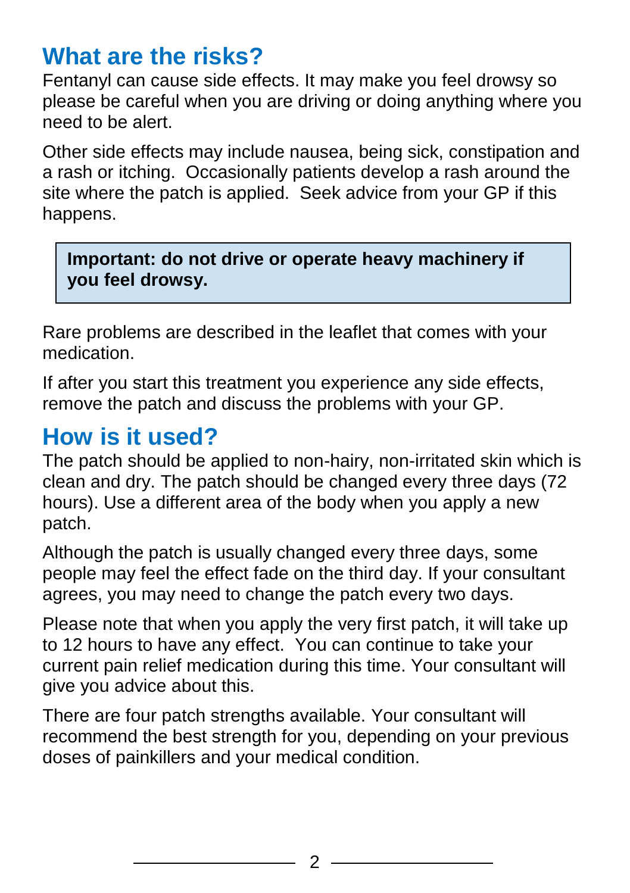## What are the risks?

Fentanyl can cause side effects. It may make you feel drowsy so please be careful when you are driving or doing anything where you need to be alert.

Other side effects may include nausea, being sick, constipation and a rash or itching. Occasionally patients develop a rash around the site where the patch is applied. Seek advice from your GP if this happens.

**Important: do not drive or operate heavy machinery if you feel drowsy.**

Rare problems are described in the leaflet that comes with your medication.

If after you start this treatment you experience any side effects, remove the patch and discuss the problems with your GP.

## How is it used?

The patch should be applied to non-hairy, non-irritated skin which is clean and dry. The patch should be changed every three days (72 hours). Use a different area of the body when you apply a new patch.

Although the patch is usually changed every three days, some people may feel the effect fade on the third day. If your consultant agrees, you may need to change the patch every two days.

Please note that when you apply the very first patch, it will take up to 12 hours to have any effect. You can continue to take your current pain relief medication during this time. Your consultant will give you advice about this.

There are four patch strengths available. Your consultant will recommend the best strength for you, depending on your previous doses of painkillers and your medical condition.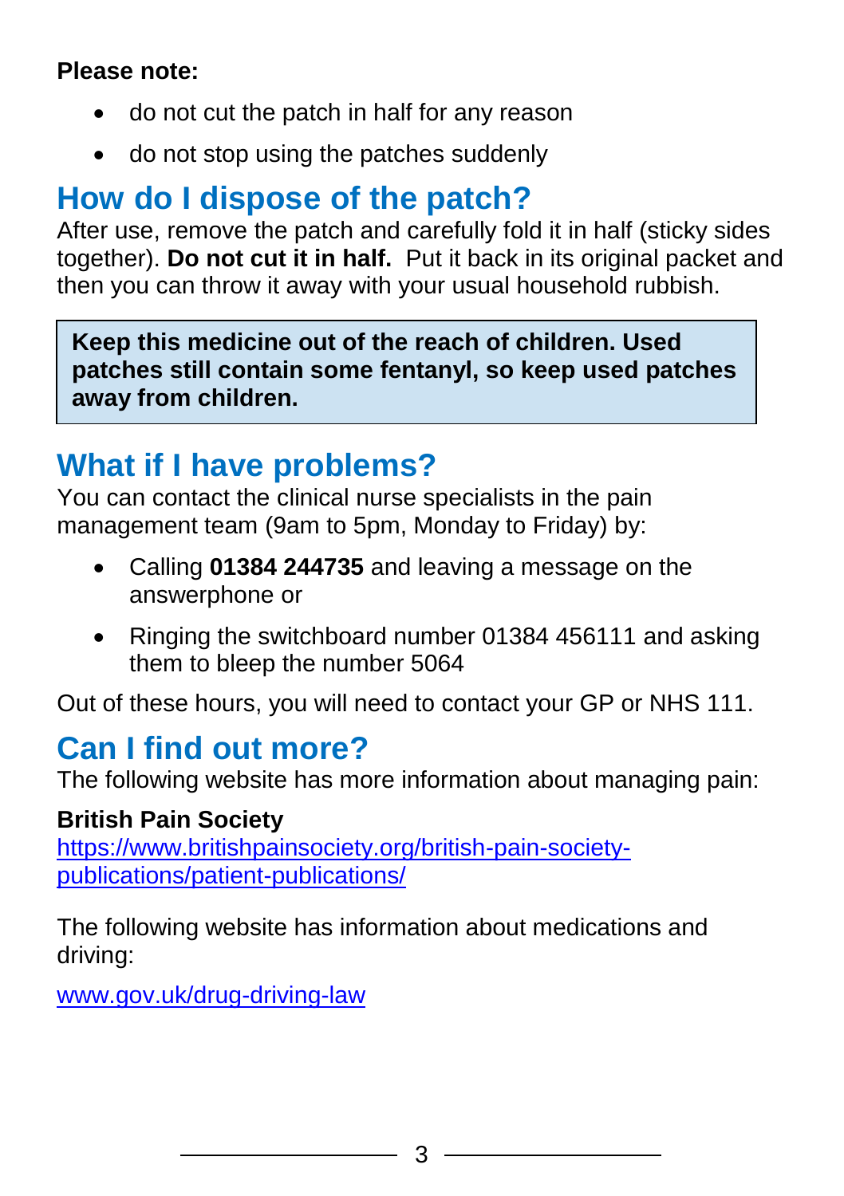**Please note:**

- do not cut the patch in half for any reason
- do not stop using the patches suddenly

## How do I dispose of the patch?

After use, remove the patch and carefully fold it in half (sticky sides together). **Do not cut it in half.** Put it back in its original packet and then you can throw it away with your usual household rubbish.

> **Keep this medicine out of the reach of children. Used patches still contain some fentanyl, so keep used patches away from children.**

## What if I have problems?

You can contact the clinical nurse specialists in the pain management team (9am to 5pm, Monday to Friday) by:

- Calling **01384 244735** and leaving a message on the answerphone or
- Ringing the switchboard number 01384 456111 and asking them to bleep the number 5064

Out of these hours, you will need to contact your GP or NHS 111.

## Can I find out more?

The following website has more information about managing pain:

**British Pain Society**
[https://www.britishpainsociety.org/british-pain-society-publications/patient-publications/](https://www.britishpainsociety.org/british-pain-society-publications/patient-publications/)

The following website has information about medications and driving:

[www.gov.uk/drug-driving-law](http://www.gov.uk/drug-driving-law)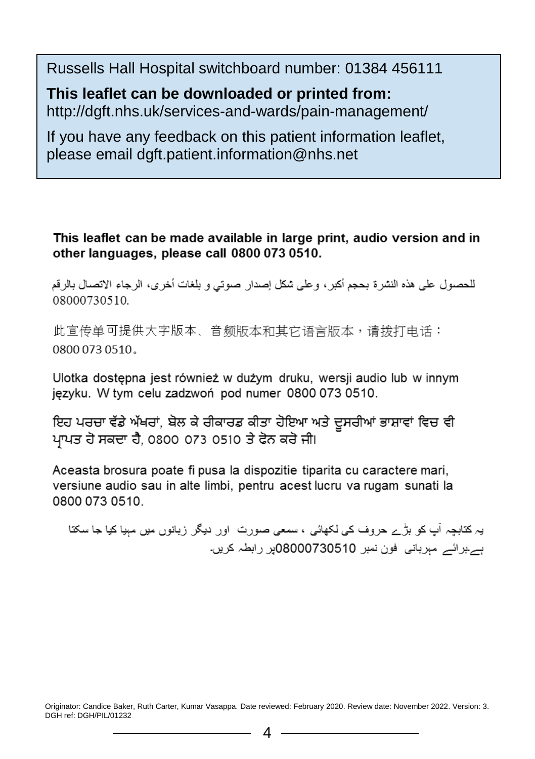Russells Hall Hospital switchboard number: 01384 456111

**This leaflet can be downloaded or printed from:**
http://dgft.nhs.uk/services-and-wards/pain-management/

If you have any feedback on this patient information leaflet, please email dgft.patient.information@nhs.net

**This leaflet can be made available in large print, audio version and in other languages, please call 0800 073 0510.**

للحصول على هذه النشرة بحجم أكبر، وعلى شكل إصدار صوتي و بلغات أخرى، الرجاء الاتصال بالرقم 08000730510.

此宣传单可提供大字版本、音频版本和其它语言版本，请拨打电话：0800 073 0510。

Ulotka dostępna jest również w dużym druku, wersji audio lub w innym języku. W tym celu zadzwoń pod numer 0800 073 0510.

ਇਹ ਪਰਚਾ ਵੱਡੇ ਅੱਖਰਾਂ, ਬੋਲ ਕੇ ਰੀਕਾਰਡ ਕੀਤਾ ਹੋਇਆ ਅਤੇ ਦੂਸਰੀਆਂ ਭਾਸ਼ਾਵਾਂ ਵਿਚ ਵੀ ਪ੍ਰਾਪਤ ਹੋ ਸਕਦਾ ਹੈ, 0800 073 0510 ਤੇ ਫੋਨ ਕਰੋ ਜੀ।

Aceasta brosura poate fi pusa la dispozitie tiparita cu caractere mari, versiune audio sau in alte limbi, pentru acest lucru va rugam sunati la 0800 073 0510.

یہ کتابچہ آپ کو بڑے حروف کی لکھائی ، سمعی صورت اور دیگر زبانوں میں مہیا کیا جا سکتا ہے۔برائے مہربانی فون نمبر 08000730510پر رابطہ کریں۔

Originator: Candice Baker, Ruth Carter, Kumar Vasappa. Date reviewed: February 2020. Review date: November 2022. Version: 3. DGH ref: DGH/PIL/01232